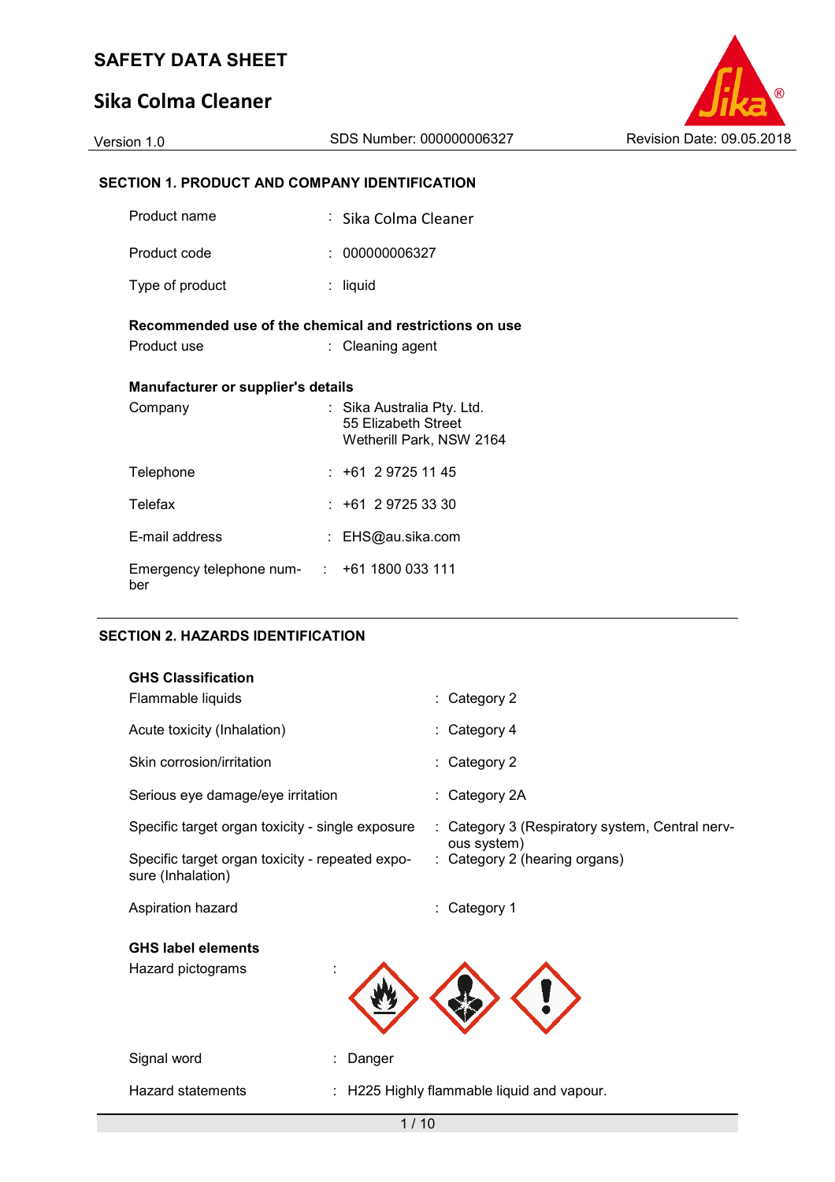# SAFETY DATA SHEET

# Sika Colma Cleaner

Version 1.0 | SDS Number: 000000006327 | Revision Date: 09.05.2018

## SECTION 1. PRODUCT AND COMPANY IDENTIFICATION

| | |
|---|---|
| Product name | : Sika Colma Cleaner |
| Product code | : 000000006327 |
| Type of product | : liquid |

**Recommended use of the chemical and restrictions on use**

| | |
|---|---|
| Product use | : Cleaning agent |

**Manufacturer or supplier's details**

| | |
|---|---|
| Company | : Sika Australia Pty. Ltd.<br>55 Elizabeth Street<br>Wetherill Park, NSW 2164 |
| Telephone | : +61 2 9725 11 45 |
| Telefax | : +61 2 9725 33 30 |
| E-mail address | : EHS@au.sika.com |
| Emergency telephone number | : +61 1800 033 111 |

## SECTION 2. HAZARDS IDENTIFICATION

**GHS Classification**

| | |
|---|---|
| Flammable liquids | : Category 2 |
| Acute toxicity (Inhalation) | : Category 4 |
| Skin corrosion/irritation | : Category 2 |
| Serious eye damage/eye irritation | : Category 2A |
| Specific target organ toxicity - single exposure | : Category 3 (Respiratory system, Central nervous system) |
| Specific target organ toxicity - repeated exposure (Inhalation) | : Category 2 (hearing organs) |
| Aspiration hazard | : Category 1 |

**GHS label elements**

| | |
|---|---|
| Hazard pictograms | : |
| Signal word | : Danger |
| Hazard statements | : H225 Highly flammable liquid and vapour. |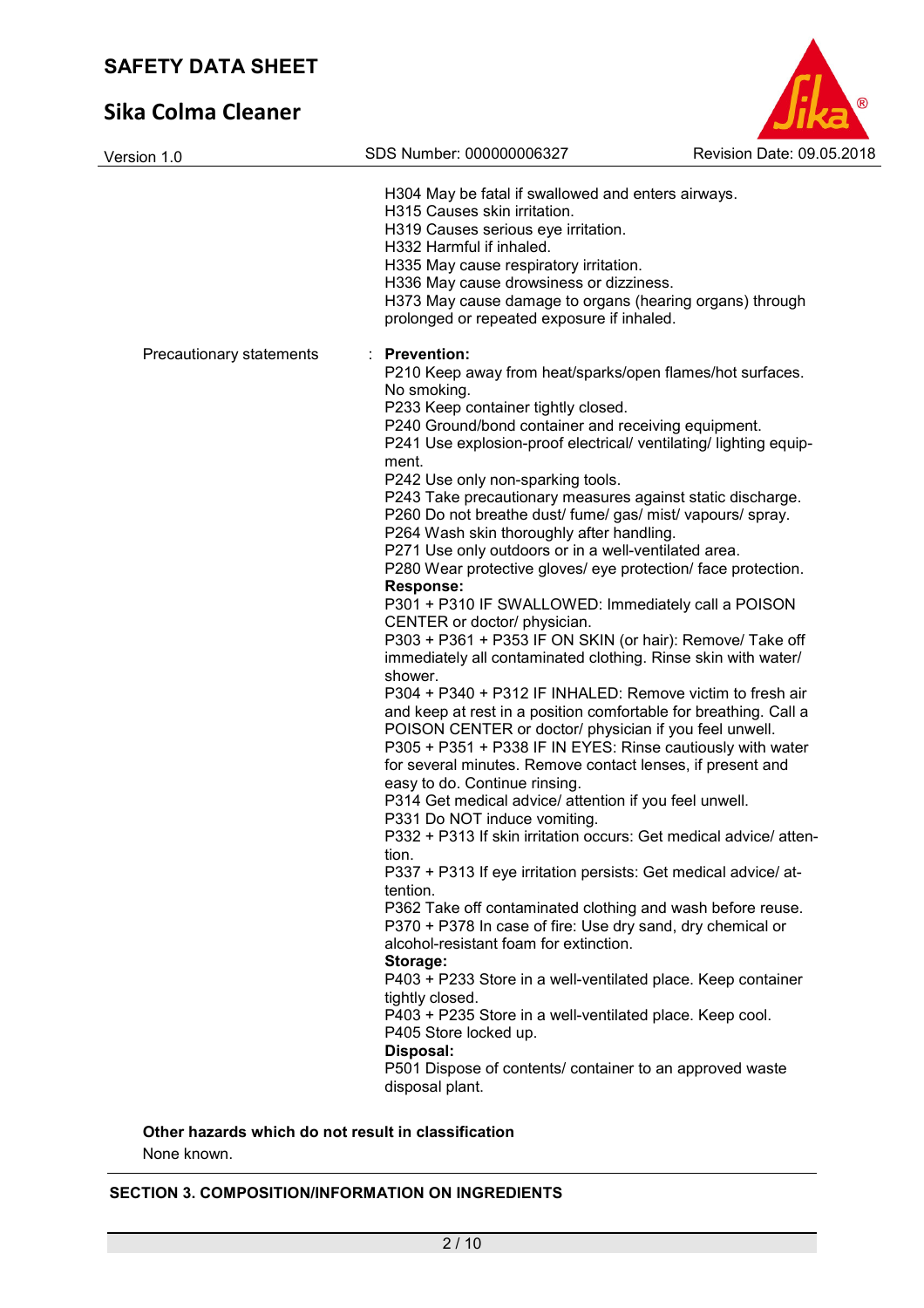H304 May be fatal if swallowed and enters airways.
H315 Causes skin irritation.
H319 Causes serious eye irritation.
H332 Harmful if inhaled.
H335 May cause respiratory irritation.
H336 May cause drowsiness or dizziness.
H373 May cause damage to organs (hearing organs) through prolonged or repeated exposure if inhaled.

Precautionary statements : **Prevention:**
P210 Keep away from heat/sparks/open flames/hot surfaces. No smoking.
P233 Keep container tightly closed.
P240 Ground/bond container and receiving equipment.
P241 Use explosion-proof electrical/ ventilating/ lighting equipment.
P242 Use only non-sparking tools.
P243 Take precautionary measures against static discharge.
P260 Do not breathe dust/ fume/ gas/ mist/ vapours/ spray.
P264 Wash skin thoroughly after handling.
P271 Use only outdoors or in a well-ventilated area.
P280 Wear protective gloves/ eye protection/ face protection.
**Response:**
P301 + P310 IF SWALLOWED: Immediately call a POISON CENTER or doctor/ physician.
P303 + P361 + P353 IF ON SKIN (or hair): Remove/ Take off immediately all contaminated clothing. Rinse skin with water/ shower.
P304 + P340 + P312 IF INHALED: Remove victim to fresh air and keep at rest in a position comfortable for breathing. Call a POISON CENTER or doctor/ physician if you feel unwell.
P305 + P351 + P338 IF IN EYES: Rinse cautiously with water for several minutes. Remove contact lenses, if present and easy to do. Continue rinsing.
P314 Get medical advice/ attention if you feel unwell.
P331 Do NOT induce vomiting.
P332 + P313 If skin irritation occurs: Get medical advice/ attention.
P337 + P313 If eye irritation persists: Get medical advice/ attention.
P362 Take off contaminated clothing and wash before reuse.
P370 + P378 In case of fire: Use dry sand, dry chemical or alcohol-resistant foam for extinction.
**Storage:**
P403 + P233 Store in a well-ventilated place. Keep container tightly closed.
P403 + P235 Store in a well-ventilated place. Keep cool.
P405 Store locked up.
**Disposal:**
P501 Dispose of contents/ container to an approved waste disposal plant.

**Other hazards which do not result in classification**

None known.

## SECTION 3. COMPOSITION/INFORMATION ON INGREDIENTS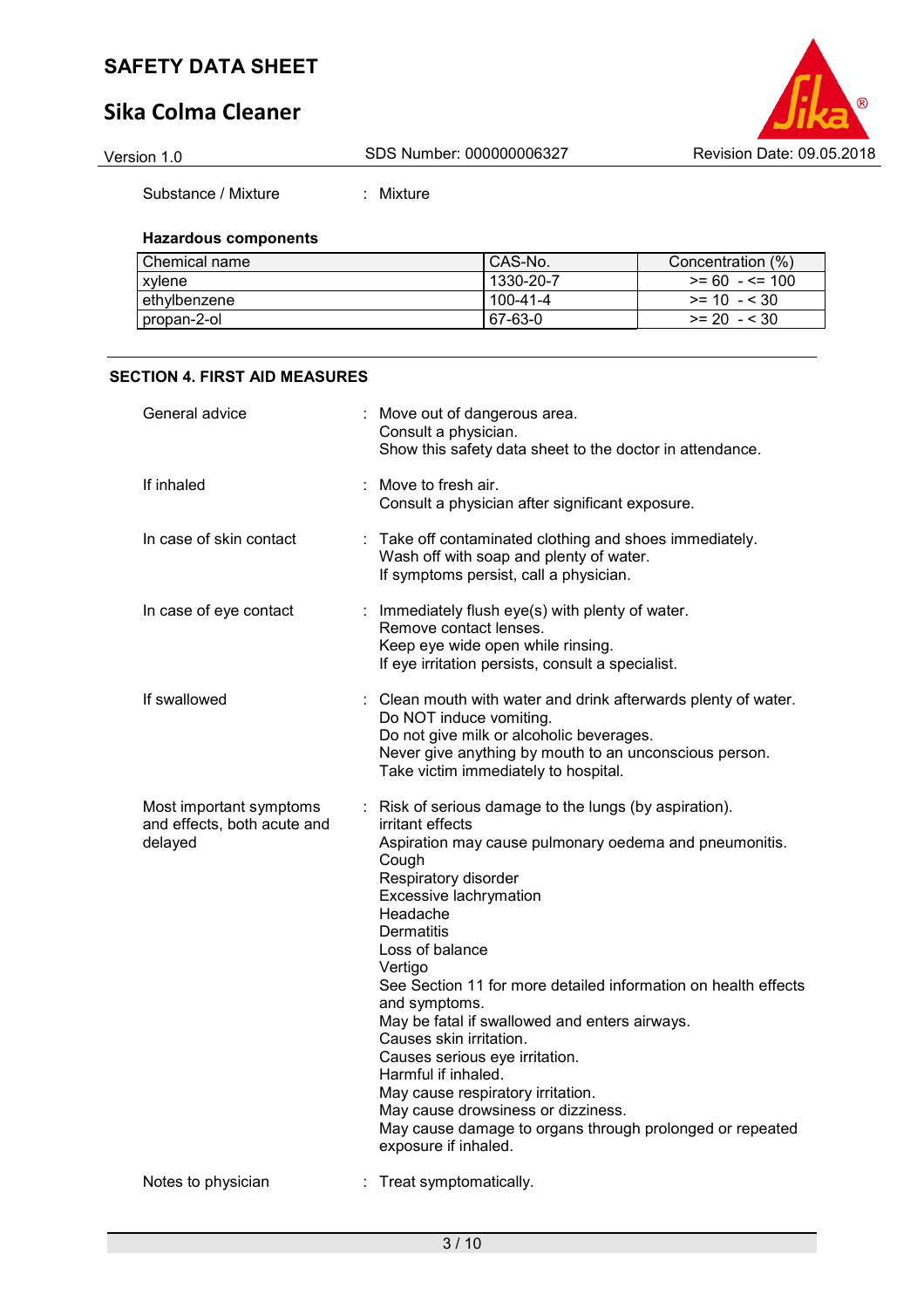Substance / Mixture : Mixture

**Hazardous components**

| Chemical name | CAS-No. | Concentration (%) |
|---|---|---|
| xylene | 1330-20-7 | >= 60 - <= 100 |
| ethylbenzene | 100-41-4 | >= 10 - < 30 |
| propan-2-ol | 67-63-0 | >= 20 - < 30 |

## SECTION 4. FIRST AID MEASURES

General advice : Move out of dangerous area.
Consult a physician.
Show this safety data sheet to the doctor in attendance.

If inhaled : Move to fresh air.
Consult a physician after significant exposure.

In case of skin contact : Take off contaminated clothing and shoes immediately.
Wash off with soap and plenty of water.
If symptoms persist, call a physician.

In case of eye contact : Immediately flush eye(s) with plenty of water.
Remove contact lenses.
Keep eye wide open while rinsing.
If eye irritation persists, consult a specialist.

If swallowed : Clean mouth with water and drink afterwards plenty of water.
Do NOT induce vomiting.
Do not give milk or alcoholic beverages.
Never give anything by mouth to an unconscious person.
Take victim immediately to hospital.

Most important symptoms and effects, both acute and delayed : Risk of serious damage to the lungs (by aspiration).
irritant effects
Aspiration may cause pulmonary oedema and pneumonitis.
Cough
Respiratory disorder
Excessive lachrymation
Headache
Dermatitis
Loss of balance
Vertigo
See Section 11 for more detailed information on health effects and symptoms.
May be fatal if swallowed and enters airways.
Causes skin irritation.
Causes serious eye irritation.
Harmful if inhaled.
May cause respiratory irritation.
May cause drowsiness or dizziness.
May cause damage to organs through prolonged or repeated exposure if inhaled.

Notes to physician : Treat symptomatically.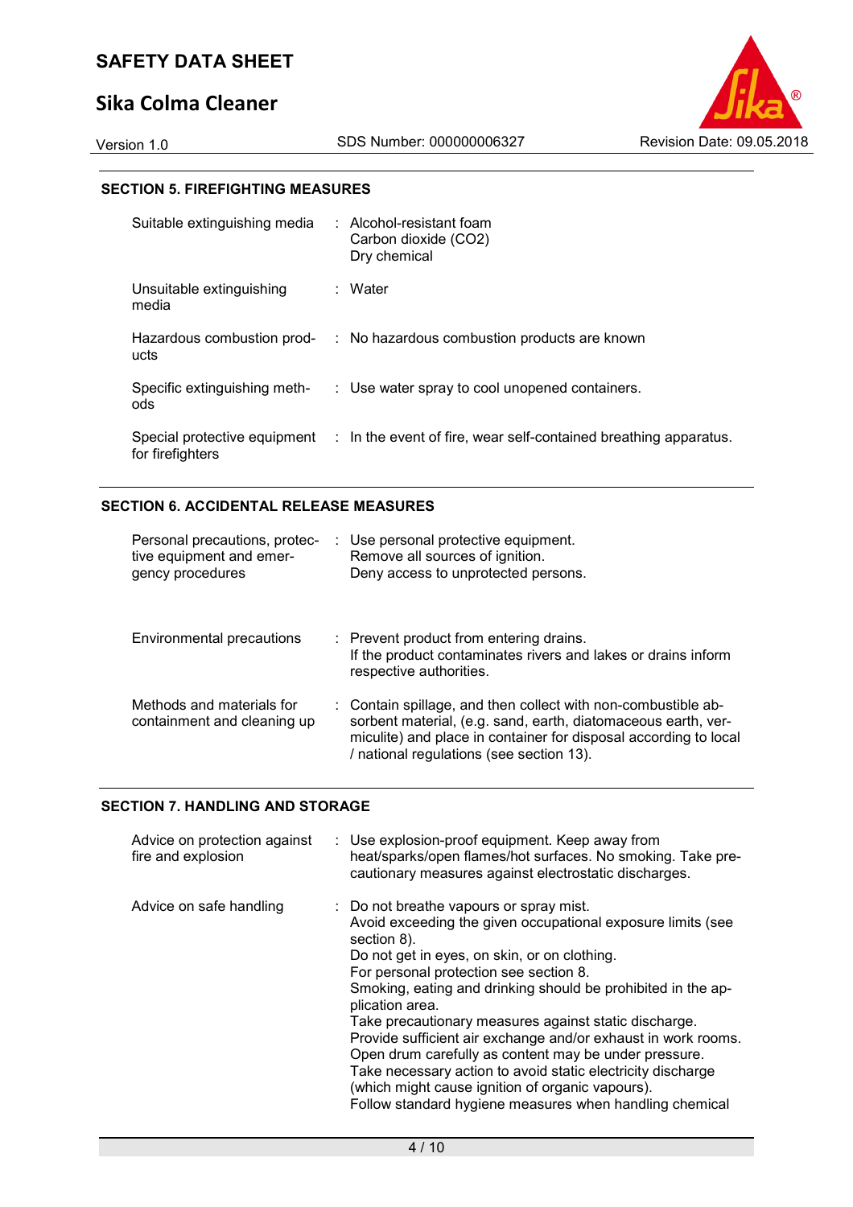## SECTION 5. FIREFIGHTING MEASURES

| | |
|---|---|
| Suitable extinguishing media | : Alcohol-resistant foam<br>Carbon dioxide ($CO_2$)<br>Dry chemical |
| Unsuitable extinguishing media | : Water |
| Hazardous combustion products | : No hazardous combustion products are known |
| Specific extinguishing methods | : Use water spray to cool unopened containers. |
| Special protective equipment for firefighters | : In the event of fire, wear self-contained breathing apparatus. |

## SECTION 6. ACCIDENTAL RELEASE MEASURES

| | |
|---|---|
| Personal precautions, protective equipment and emergency procedures | : Use personal protective equipment.<br>Remove all sources of ignition.<br>Deny access to unprotected persons. |
| Environmental precautions | : Prevent product from entering drains.<br>If the product contaminates rivers and lakes or drains inform respective authorities. |
| Methods and materials for containment and cleaning up | : Contain spillage, and then collect with non-combustible absorbent material, (e.g. sand, earth, diatomaceous earth, vermiculite) and place in container for disposal according to local / national regulations (see section 13). |

## SECTION 7. HANDLING AND STORAGE

| | |
|---|---|
| Advice on protection against fire and explosion | : Use explosion-proof equipment. Keep away from heat/sparks/open flames/hot surfaces. No smoking. Take precautionary measures against electrostatic discharges. |
| Advice on safe handling | : Do not breathe vapours or spray mist.<br>Avoid exceeding the given occupational exposure limits (see section 8).<br>Do not get in eyes, on skin, or on clothing.<br>For personal protection see section 8.<br>Smoking, eating and drinking should be prohibited in the application area.<br>Take precautionary measures against static discharge.<br>Provide sufficient air exchange and/or exhaust in work rooms.<br>Open drum carefully as content may be under pressure.<br>Take necessary action to avoid static electricity discharge (which might cause ignition of organic vapours).<br>Follow standard hygiene measures when handling chemical |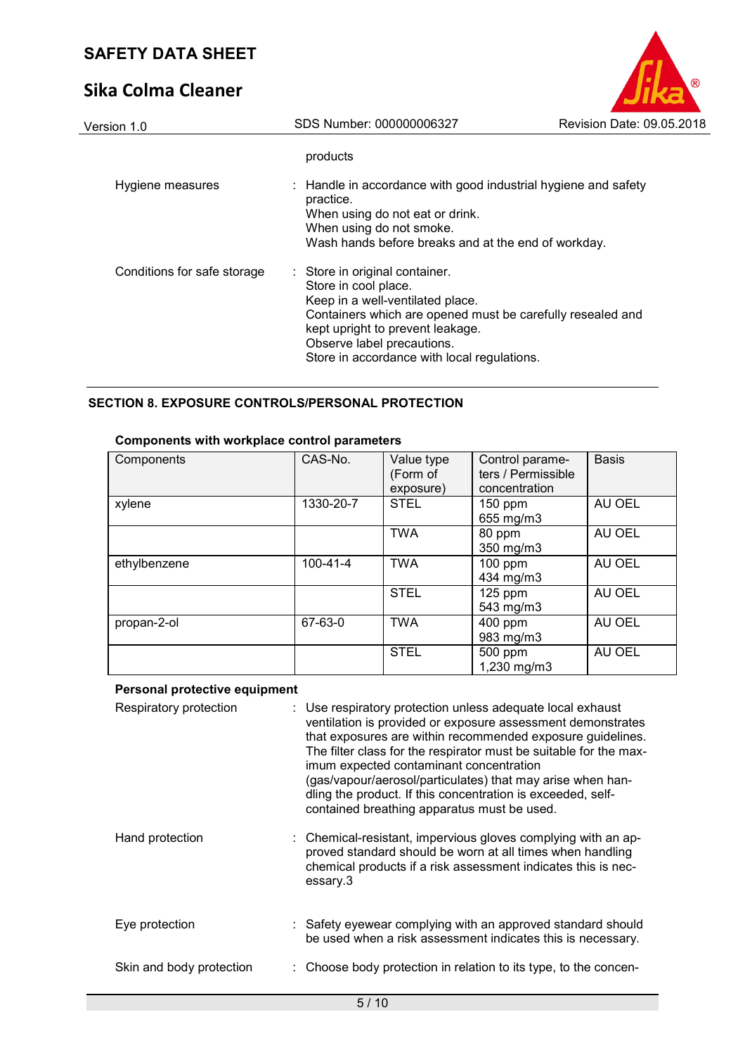products

| | | |
|---|---|---|
| Hygiene measures | : | Handle in accordance with good industrial hygiene and safety practice.<br>When using do not eat or drink.<br>When using do not smoke.<br>Wash hands before breaks and at the end of workday. |
| Conditions for safe storage | : | Store in original container.<br>Store in cool place.<br>Keep in a well-ventilated place.<br>Containers which are opened must be carefully resealed and kept upright to prevent leakage.<br>Observe label precautions.<br>Store in accordance with local regulations. |

## SECTION 8. EXPOSURE CONTROLS/PERSONAL PROTECTION

**Components with workplace control parameters**

| Components | CAS-No. | Value type (Form of exposure) | Control parameters / Permissible concentration | Basis |
|---|---|---|---|---|
| xylene | 1330-20-7 | STEL | 150 ppm<br>655 mg/m3 | AU OEL |
| | | TWA | 80 ppm<br>350 mg/m3 | AU OEL |
| ethylbenzene | 100-41-4 | TWA | 100 ppm<br>434 mg/m3 | AU OEL |
| | | STEL | 125 ppm<br>543 mg/m3 | AU OEL |
| propan-2-ol | 67-63-0 | TWA | 400 ppm<br>983 mg/m3 | AU OEL |
| | | STEL | 500 ppm<br>1,230 mg/m3 | AU OEL |

**Personal protective equipment**

| | | |
|---|---|---|
| Respiratory protection | : | Use respiratory protection unless adequate local exhaust ventilation is provided or exposure assessment demonstrates that exposures are within recommended exposure guidelines.<br>The filter class for the respirator must be suitable for the maximum expected contaminant concentration (gas/vapour/aerosol/particulates) that may arise when handling the product. If this concentration is exceeded, self-contained breathing apparatus must be used. |
| Hand protection | : | Chemical-resistant, impervious gloves complying with an approved standard should be worn at all times when handling chemical products if a risk assessment indicates this is necessary.3 |
| Eye protection | : | Safety eyewear complying with an approved standard should be used when a risk assessment indicates this is necessary. |
| Skin and body protection | : | Choose body protection in relation to its type, to the concen- |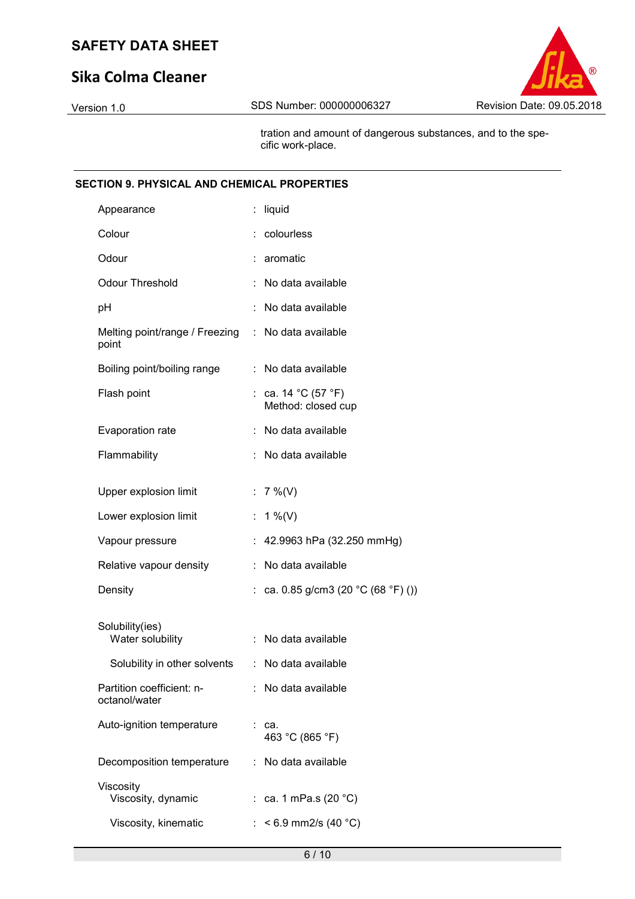tration and amount of dangerous substances, and to the specific work-place.

## SECTION 9. PHYSICAL AND CHEMICAL PROPERTIES

| Property | Value |
|---|---|
| Appearance | liquid |
| Colour | colourless |
| Odour | aromatic |
| Odour Threshold | No data available |
| pH | No data available |
| Melting point/range / Freezing point | No data available |
| Boiling point/boiling range | No data available |
| Flash point | ca. 14 °C (57 °F)<br>Method: closed cup |
| Evaporation rate | No data available |
| Flammability | No data available |
| Upper explosion limit | 7 %(V) |
| Lower explosion limit | 1 %(V) |
| Vapour pressure | 42.9963 hPa (32.250 mmHg) |
| Relative vapour density | No data available |
| Density | ca. 0.85 g/cm3 (20 °C (68 °F) ()) |
| Solubility(ies) | |
| Water solubility | No data available |
| Solubility in other solvents | No data available |
| Partition coefficient: n-octanol/water | No data available |
| Auto-ignition temperature | ca.<br>463 °C (865 °F) |
| Decomposition temperature | No data available |
| Viscosity | |
| Viscosity, dynamic | ca. 1 mPa.s (20 °C) |
| Viscosity, kinematic | < 6.9 mm2/s (40 °C) |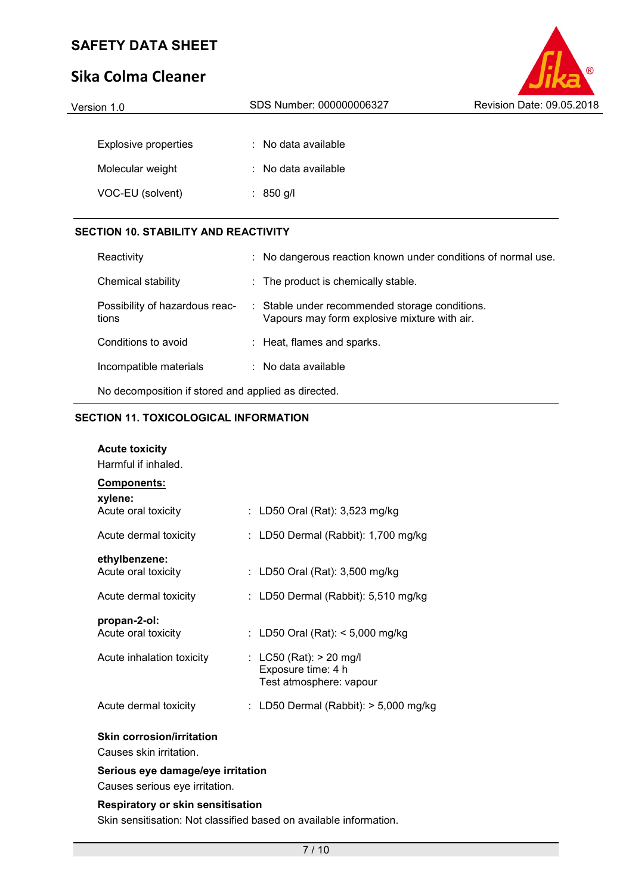| | | |
|---|---|---|
| Explosive properties | : | No data available |
| Molecular weight | : | No data available |
| VOC-EU (solvent) | : | 850 g/l |

## SECTION 10. STABILITY AND REACTIVITY

| | | |
|---|---|---|
| Reactivity | : | No dangerous reaction known under conditions of normal use. |
| Chemical stability | : | The product is chemically stable. |
| Possibility of hazardous reactions | : | Stable under recommended storage conditions. Vapours may form explosive mixture with air. |
| Conditions to avoid | : | Heat, flames and sparks. |
| Incompatible materials | : | No data available |

No decomposition if stored and applied as directed.

## SECTION 11. TOXICOLOGICAL INFORMATION

**Acute toxicity**

Harmful if inhaled.

**Components:**

**xylene:**

| | | |
|---|---|---|
| Acute oral toxicity | : | LD50 Oral (Rat): 3,523 mg/kg |
| Acute dermal toxicity | : | LD50 Dermal (Rabbit): 1,700 mg/kg |

**ethylbenzene:**

| | | |
|---|---|---|
| Acute oral toxicity | : | LD50 Oral (Rat): 3,500 mg/kg |
| Acute dermal toxicity | : | LD50 Dermal (Rabbit): 5,510 mg/kg |

**propan-2-ol:**

| | | |
|---|---|---|
| Acute oral toxicity | : | LD50 Oral (Rat): < 5,000 mg/kg |
| Acute inhalation toxicity | : | LC50 (Rat): > 20 mg/l<br>Exposure time: 4 h<br>Test atmosphere: vapour |
| Acute dermal toxicity | : | LD50 Dermal (Rabbit): > 5,000 mg/kg |

**Skin corrosion/irritation**

Causes skin irritation.

**Serious eye damage/eye irritation**

Causes serious eye irritation.

**Respiratory or skin sensitisation**

Skin sensitisation: Not classified based on available information.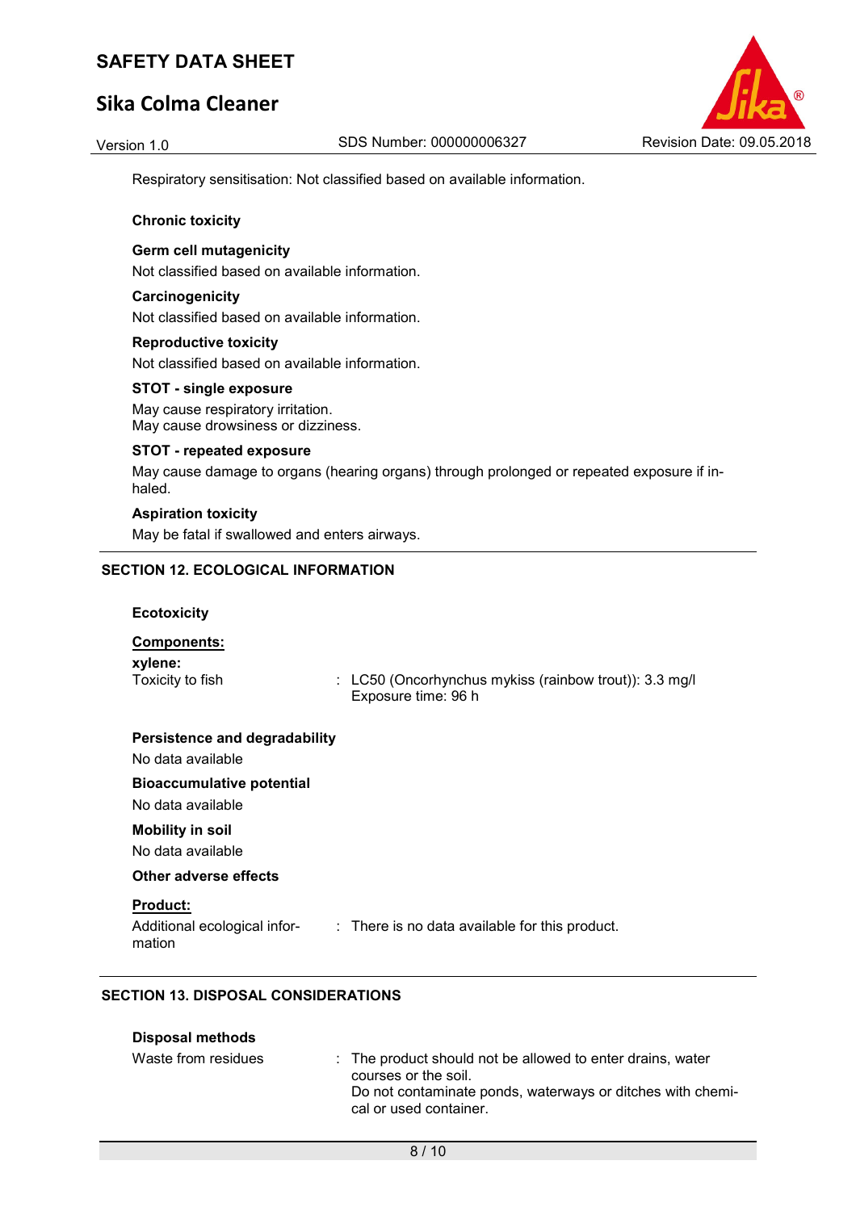Respiratory sensitisation: Not classified based on available information.

**Chronic toxicity**

**Germ cell mutagenicity**

Not classified based on available information.

**Carcinogenicity**

Not classified based on available information.

**Reproductive toxicity**

Not classified based on available information.

**STOT - single exposure**

May cause respiratory irritation.
May cause drowsiness or dizziness.

**STOT - repeated exposure**

May cause damage to organs (hearing organs) through prolonged or repeated exposure if inhaled.

**Aspiration toxicity**

May be fatal if swallowed and enters airways.

## SECTION 12. ECOLOGICAL INFORMATION

**Ecotoxicity**

**Components:**

**xylene:**

Toxicity to fish : LC50 (Oncorhynchus mykiss (rainbow trout)): 3.3 mg/l
Exposure time: 96 h

**Persistence and degradability**

No data available

**Bioaccumulative potential**

No data available

**Mobility in soil**

No data available

**Other adverse effects**

**Product:**

Additional ecological information : There is no data available for this product.

## SECTION 13. DISPOSAL CONSIDERATIONS

**Disposal methods**

Waste from residues : The product should not be allowed to enter drains, water courses or the soil.
Do not contaminate ponds, waterways or ditches with chemical or used container.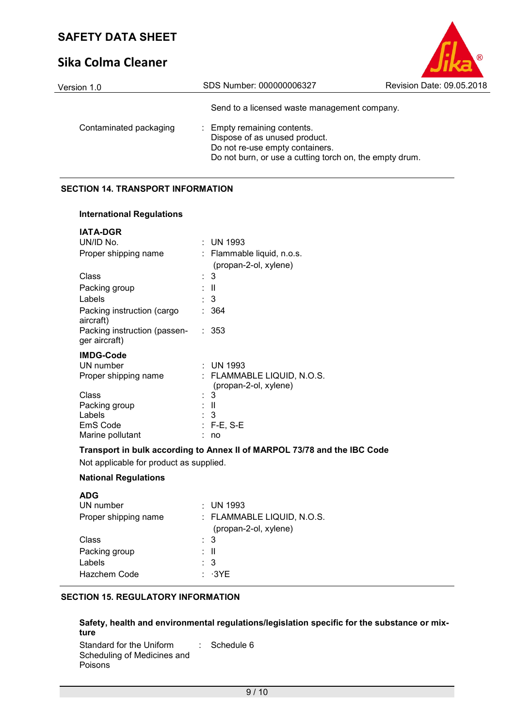Send to a licensed waste management company.

| | |
|---|---|
| Contaminated packaging | : Empty remaining contents.<br>Dispose of as unused product.<br>Do not re-use empty containers.<br>Do not burn, or use a cutting torch on, the empty drum. |

## SECTION 14. TRANSPORT INFORMATION

### International Regulations

**IATA-DGR**

| | |
|---|---|
| UN/ID No. | : UN 1993 |
| Proper shipping name | : Flammable liquid, n.o.s.<br>(propan-2-ol, xylene) |
| Class | : 3 |
| Packing group | : II |
| Labels | : 3 |
| Packing instruction (cargo aircraft) | : 364 |
| Packing instruction (passenger aircraft) | : 353 |

**IMDG-Code**

| | |
|---|---|
| UN number | : UN 1993 |
| Proper shipping name | : FLAMMABLE LIQUID, N.O.S.<br>(propan-2-ol, xylene) |
| Class | : 3 |
| Packing group | : II |
| Labels | : 3 |
| EmS Code | : F-E, S-E |
| Marine pollutant | : no |

**Transport in bulk according to Annex II of MARPOL 73/78 and the IBC Code**

Not applicable for product as supplied.

### National Regulations

**ADG**

| | |
|---|---|
| UN number | : UN 1993 |
| Proper shipping name | : FLAMMABLE LIQUID, N.O.S.<br>(propan-2-ol, xylene) |
| Class | : 3 |
| Packing group | : II |
| Labels | : 3 |
| Hazchem Code | : ·3YE |

## SECTION 15. REGULATORY INFORMATION

**Safety, health and environmental regulations/legislation specific for the substance or mixture**

| | |
|---|---|
| Standard for the Uniform Scheduling of Medicines and Poisons | : Schedule 6 |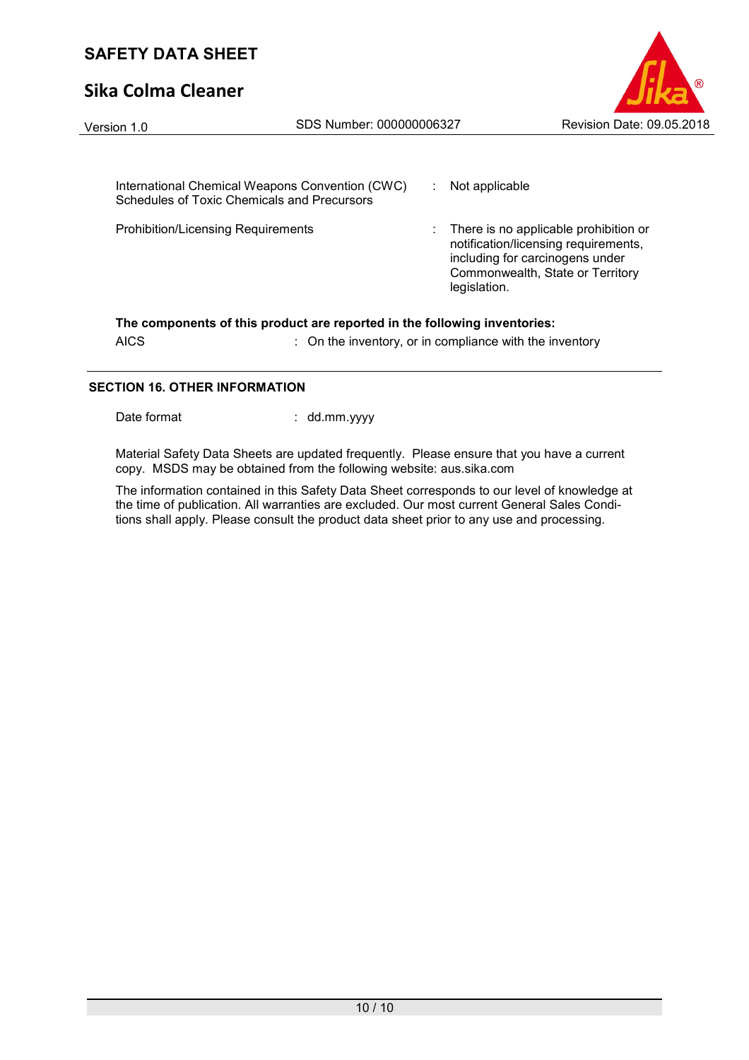| | | |
|---|---|---|
| International Chemical Weapons Convention (CWC) Schedules of Toxic Chemicals and Precursors | : | Not applicable |
| Prohibition/Licensing Requirements | : | There is no applicable prohibition or notification/licensing requirements, including for carcinogens under Commonwealth, State or Territory legislation. |

**The components of this product are reported in the following inventories:**

| | | |
|---|---|---|
| AICS | : | On the inventory, or in compliance with the inventory |

## SECTION 16. OTHER INFORMATION

| | | |
|---|---|---|
| Date format | : | dd.mm.yyyy |

Material Safety Data Sheets are updated frequently. Please ensure that you have a current copy. MSDS may be obtained from the following website: aus.sika.com

The information contained in this Safety Data Sheet corresponds to our level of knowledge at the time of publication. All warranties are excluded. Our most current General Sales Conditions shall apply. Please consult the product data sheet prior to any use and processing.